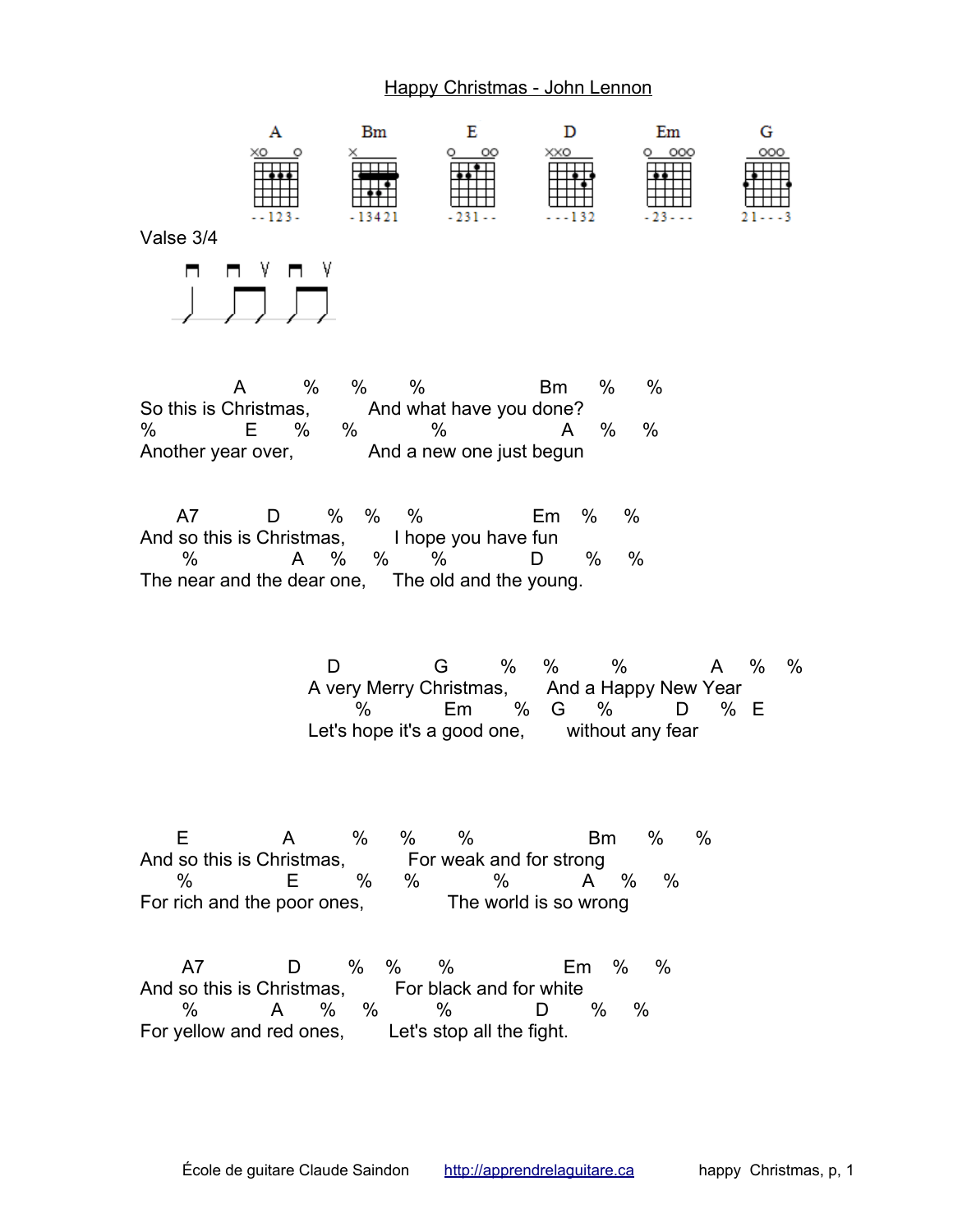# Happy Christmas - John Lennon

A Bm E D Em G

- - 1 2 3 -  - 1 3 4 2 1  - 2 3 1 - -  - - - 1 3 2  - 2 3 - - -  2 1 - - - 3

Valse 3/4

```
            A         %       %        %                 Bm      %      %
So this is Christmas,          And what have you done?
%                E       %       %               %               A      %      %
Another year over,              And a new one just begun


     A7            D         %     %     %                    Em     %     %
And so this is Christmas,         I hope you have fun
     %                     A      %      %          %            D        %      %
The near and the dear one,     The old and the young.


                              D                G          %       %          %               A      %     %
                           A very Merry Christmas,       And a Happy New Year
                                 %             Em        %     G       %            D       %    E
                           Let's hope it's a good one,        without any fear


     E                A          %        %        %                     Bm      %      %
And so this is Christmas,          For weak and for strong
     %                   E          %        %               %               A      %      %
For rich and the poor ones,                The world is so wrong


      A7              D          %      %       %                  Em     %      %
And so this is Christmas,         For black and for white
      %               A        %        %         %                D        %       %
For yellow and red ones,      Let's stop all the fight.
```

École de guitare Claude Saindon http://apprendrelaguitare.ca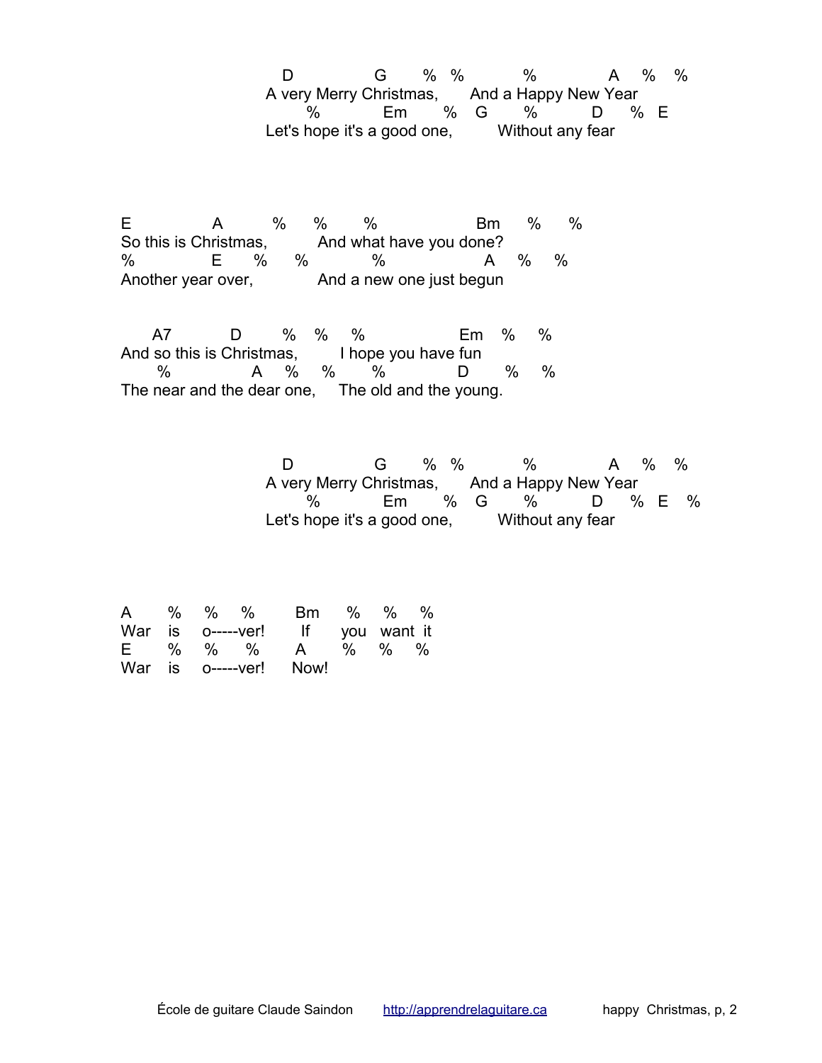```
                    D           G      %   %         %          A    %    %
                 A very Merry Christmas,      And a Happy New Year
                      %          Em      %   G      %         D    %   E
                 Let's hope it's a good one,        Without any fear
```

```
E           A        %      %       %               Bm      %      %
So this is Christmas,         And what have you done?
%           E      %      %         %               A     %     %
Another year over,            And a new one just begun
```

```
   A7          D       %    %     %               Em    %     %
And so this is Christmas,        I hope you have fun
     %                A    %     %       %          D       %     %
The near and the dear one,     The old and the young.
```

```
                    D           G      %   %         %          A    %    %
                 A very Merry Christmas,      And a Happy New Year
                      %          Em      %   G      %         D    %   E    %
                 Let's hope it's a good one,        Without any fear
```

```
A      %     %     %       Bm     %     %     %
War    is    o-----ver!      If     you   want  it
E      %     %     %       A      %     %     %
War    is    o-----ver!     Now!
```

École de guitare Claude Saindon http://apprendrelaguitare.ca